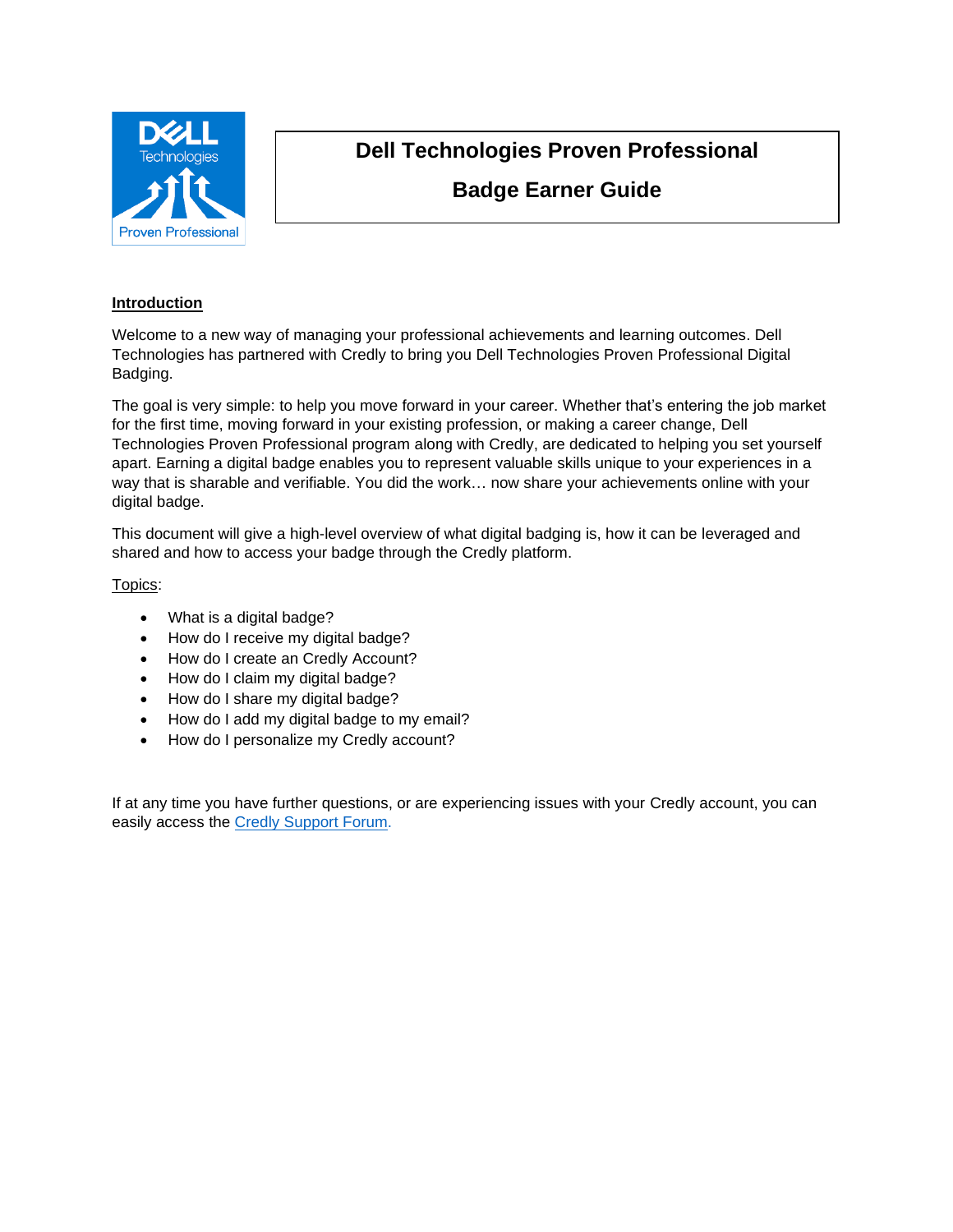# Dell Technologies Proven Professional

# Badge Earner Guide

**Introduction**

Welcome to a new way of managing your professional achievements and learning outcomes. Dell Technologies has partnered with Credly to bring you Dell Technologies Proven Professional Digital Badging.

The goal is very simple: to help you move forward in your career. Whether that's entering the job market for the first time, moving forward in your existing profession, or making a career change, Dell Technologies Proven Professional program along with Credly, are dedicated to helping you set yourself apart. Earning a digital badge enables you to represent valuable skills unique to your experiences in a way that is sharable and verifiable. You did the work… now share your achievements online with your digital badge.

This document will give a high-level overview of what digital badging is, how it can be leveraged and shared and how to access your badge through the Credly platform.

Topics:

- What is a digital badge?
- How do I receive my digital badge?
- How do I create an Credly Account?
- How do I claim my digital badge?
- How do I share my digital badge?
- How do I add my digital badge to my email?
- How do I personalize my Credly account?

If at any time you have further questions, or are experiencing issues with your Credly account, you can easily access the Credly Support Forum.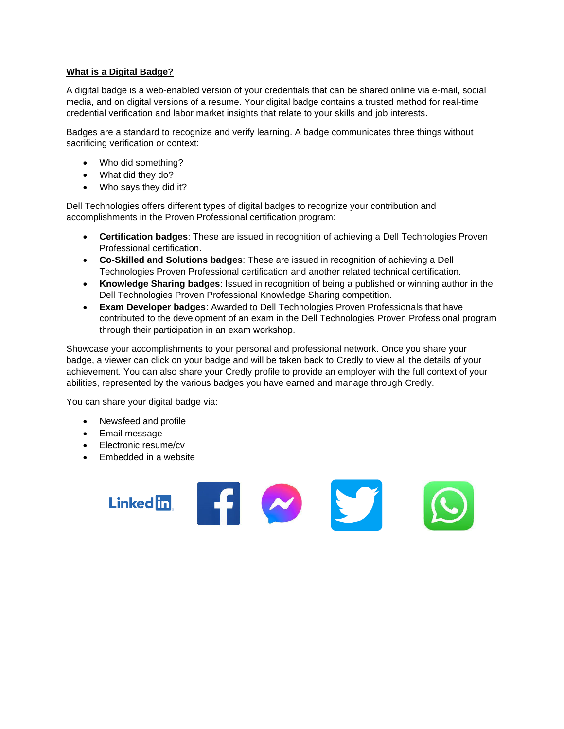## What is a Digital Badge?

A digital badge is a web-enabled version of your credentials that can be shared online via e-mail, social media, and on digital versions of a resume. Your digital badge contains a trusted method for real-time credential verification and labor market insights that relate to your skills and job interests.

Badges are a standard to recognize and verify learning. A badge communicates three things without sacrificing verification or context:

- Who did something?
- What did they do?
- Who says they did it?

Dell Technologies offers different types of digital badges to recognize your contribution and accomplishments in the Proven Professional certification program:

- **Certification badges**: These are issued in recognition of achieving a Dell Technologies Proven Professional certification.
- **Co-Skilled and Solutions badges**: These are issued in recognition of achieving a Dell Technologies Proven Professional certification and another related technical certification.
- **Knowledge Sharing badges**: Issued in recognition of being a published or winning author in the Dell Technologies Proven Professional Knowledge Sharing competition.
- **Exam Developer badges**: Awarded to Dell Technologies Proven Professionals that have contributed to the development of an exam in the Dell Technologies Proven Professional program through their participation in an exam workshop.

Showcase your accomplishments to your personal and professional network. Once you share your badge, a viewer can click on your badge and will be taken back to Credly to view all the details of your achievement. You can also share your Credly profile to provide an employer with the full context of your abilities, represented by the various badges you have earned and manage through Credly.

You can share your digital badge via:

- Newsfeed and profile
- Email message
- Electronic resume/cv
- Embedded in a website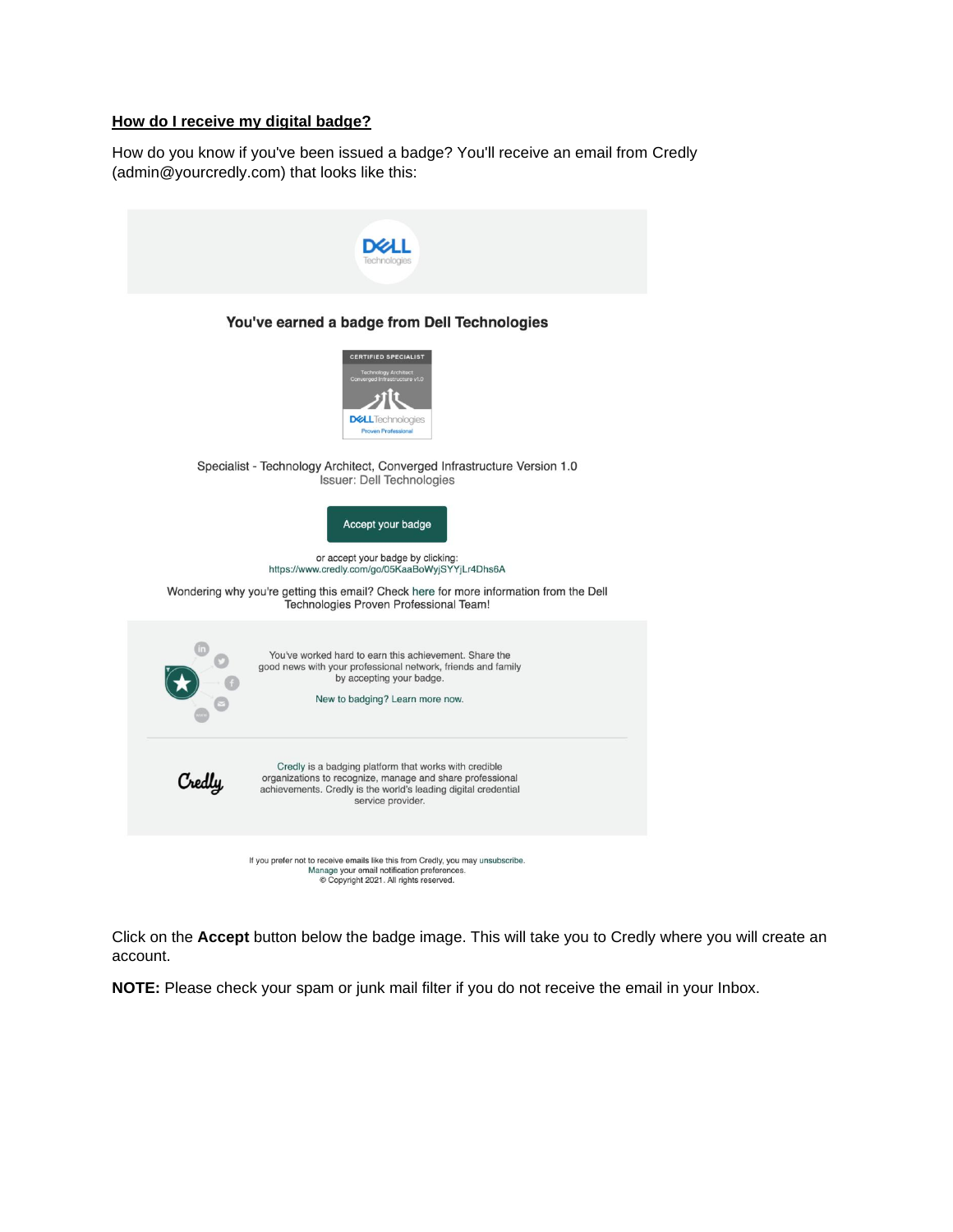## How do I receive my digital badge?

How do you know if you've been issued a badge? You'll receive an email from Credly (admin@yourcredly.com) that looks like this:

You've earned a badge from Dell Technologies

Specialist - Technology Architect, Converged Infrastructure Version 1.0
Issuer: Dell Technologies

Accept your badge

or accept your badge by clicking:
https://www.credly.com/go/05KaaBoWyjSYYjLr4Dhs6A

Wondering why you're getting this email? Check here for more information from the Dell Technologies Proven Professional Team!

You've worked hard to earn this achievement. Share the good news with your professional network, friends and family by accepting your badge.

New to badging? Learn more now.

Credly is a badging platform that works with credible organizations to recognize, manage and share professional achievements. Credly is the world's leading digital credential service provider.

If you prefer not to receive emails like this from Credly, you may unsubscribe.
Manage your email notification preferences.
© Copyright 2021. All rights reserved.

Click on the **Accept** button below the badge image. This will take you to Credly where you will create an account.

**NOTE:** Please check your spam or junk mail filter if you do not receive the email in your Inbox.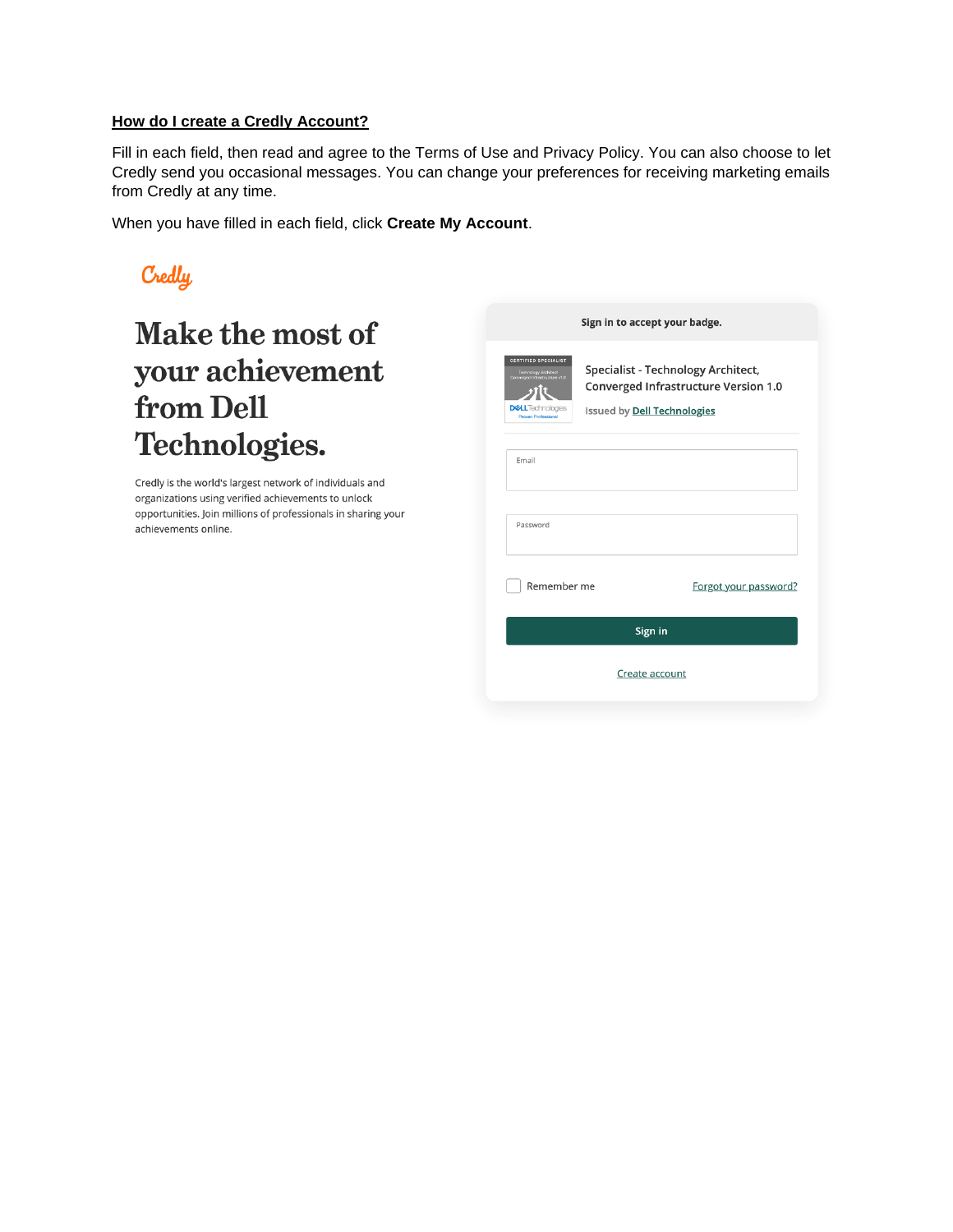**How do I create a Credly Account?**

Fill in each field, then read and agree to the Terms of Use and Privacy Policy. You can also choose to let Credly send you occasional messages. You can change your preferences for receiving marketing emails from Credly at any time.

When you have filled in each field, click **Create My Account**.

Credly

# Make the most of your achievement from Dell Technologies.

Credly is the world's largest network of individuals and organizations using verified achievements to unlock opportunities. Join millions of professionals in sharing your achievements online.

**Sign in to accept your badge.**

Specialist - Technology Architect, Converged Infrastructure Version 1.0

Issued by Dell Technologies

Email

Password

Remember me

Forgot your password?

Sign in

Create account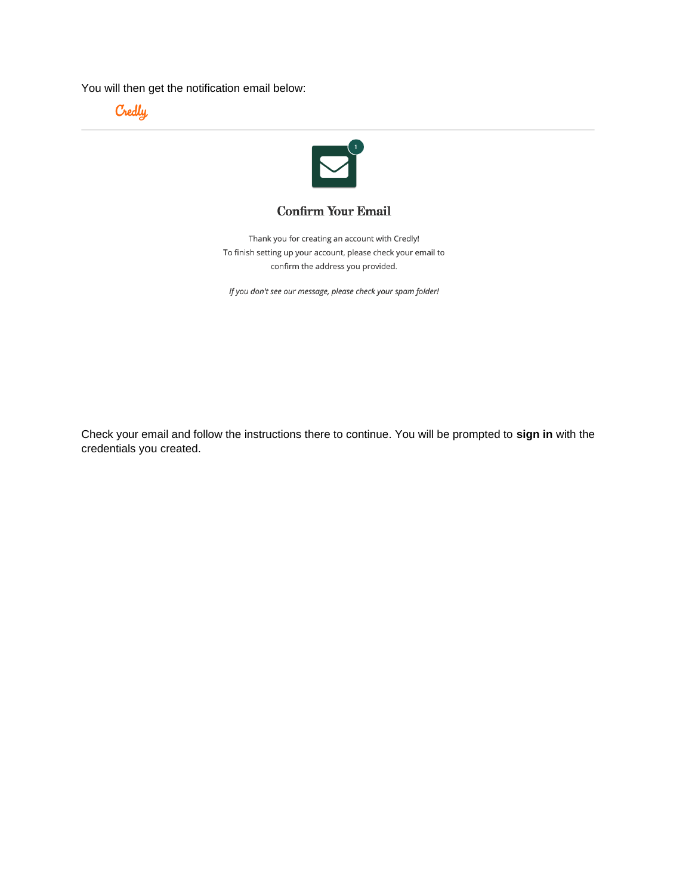You will then get the notification email below:

Credly

**Confirm Your Email**

Thank you for creating an account with Credly!
To finish setting up your account, please check your email to confirm the address you provided.

*If you don't see our message, please check your spam folder!*

Check your email and follow the instructions there to continue. You will be prompted to **sign in** with the credentials you created.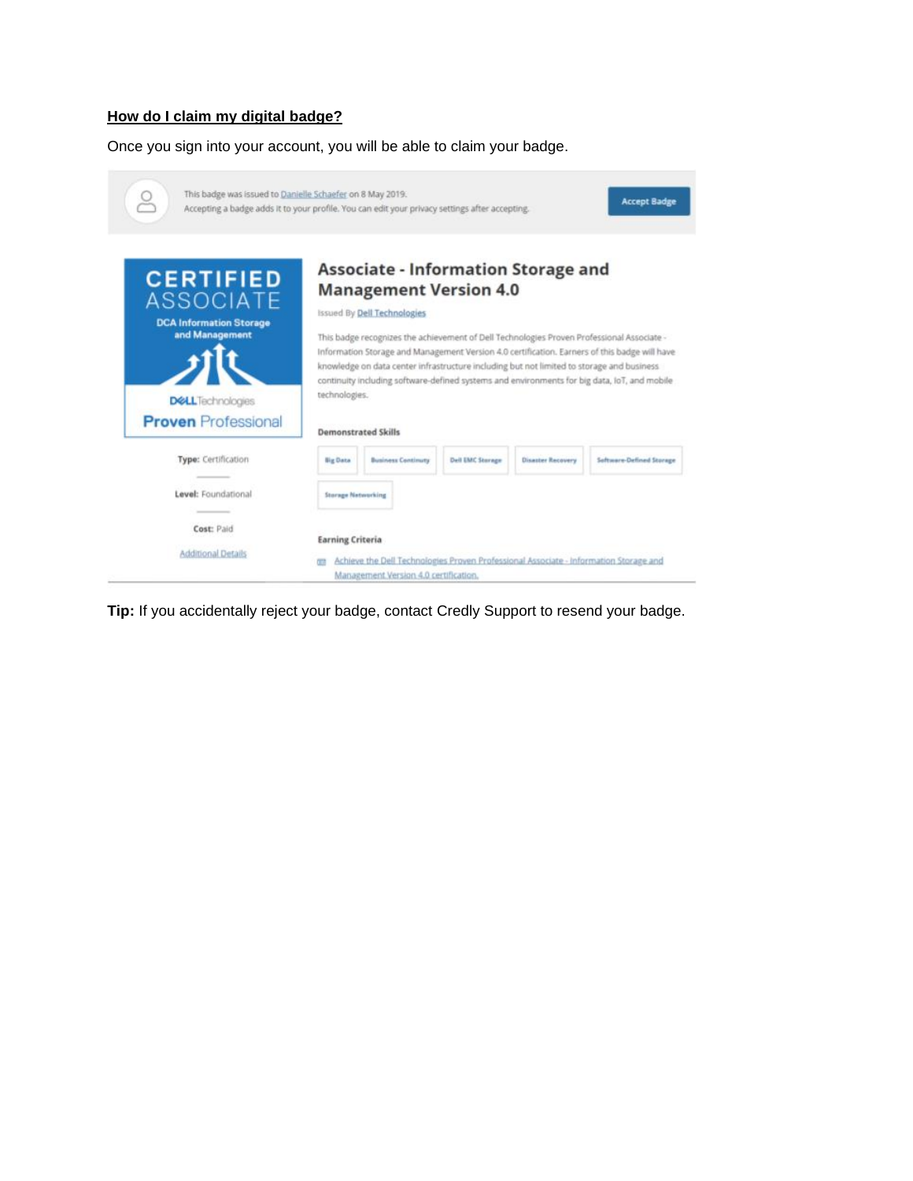**How do I claim my digital badge?**

Once you sign into your account, you will be able to claim your badge.

This badge was issued to Danielle Schaefer on 8 May 2019.
Accepting a badge adds it to your profile. You can edit your privacy settings after accepting.

Accept Badge

CERTIFIED ASSOCIATE
DCA Information Storage and Management
DELL Technologies
Proven Professional

## Associate - Information Storage and Management Version 4.0

Issued By Dell Technologies

This badge recognizes the achievement of Dell Technologies Proven Professional Associate - Information Storage and Management Version 4.0 certification. Earners of this badge will have knowledge on data center infrastructure including but not limited to storage and business continuity including software-defined systems and environments for big data, IoT, and mobile technologies.

**Demonstrated Skills**

Big Data | Business Continuity | Dell EMC Storage | Disaster Recovery | Software-Defined Storage | Storage Networking

**Type:** Certification

**Level:** Foundational

**Cost:** Paid

Additional Details

**Earning Criteria**

Achieve the Dell Technologies Proven Professional Associate - Information Storage and Management Version 4.0 certification.

**Tip:** If you accidentally reject your badge, contact Credly Support to resend your badge.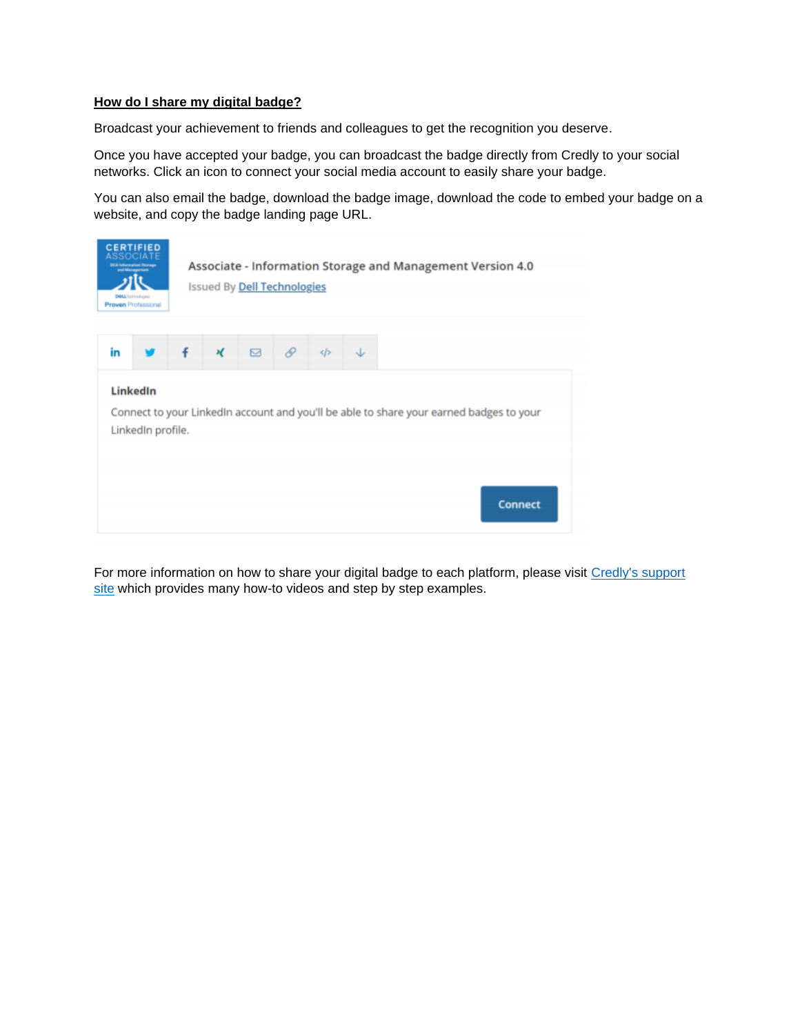**How do I share my digital badge?**

Broadcast your achievement to friends and colleagues to get the recognition you deserve.

Once you have accepted your badge, you can broadcast the badge directly from Credly to your social networks. Click an icon to connect your social media account to easily share your badge.

You can also email the badge, download the badge image, download the code to embed your badge on a website, and copy the badge landing page URL.

For more information on how to share your digital badge to each platform, please visit [Credly's support site](Credly's support site) which provides many how-to videos and step by step examples.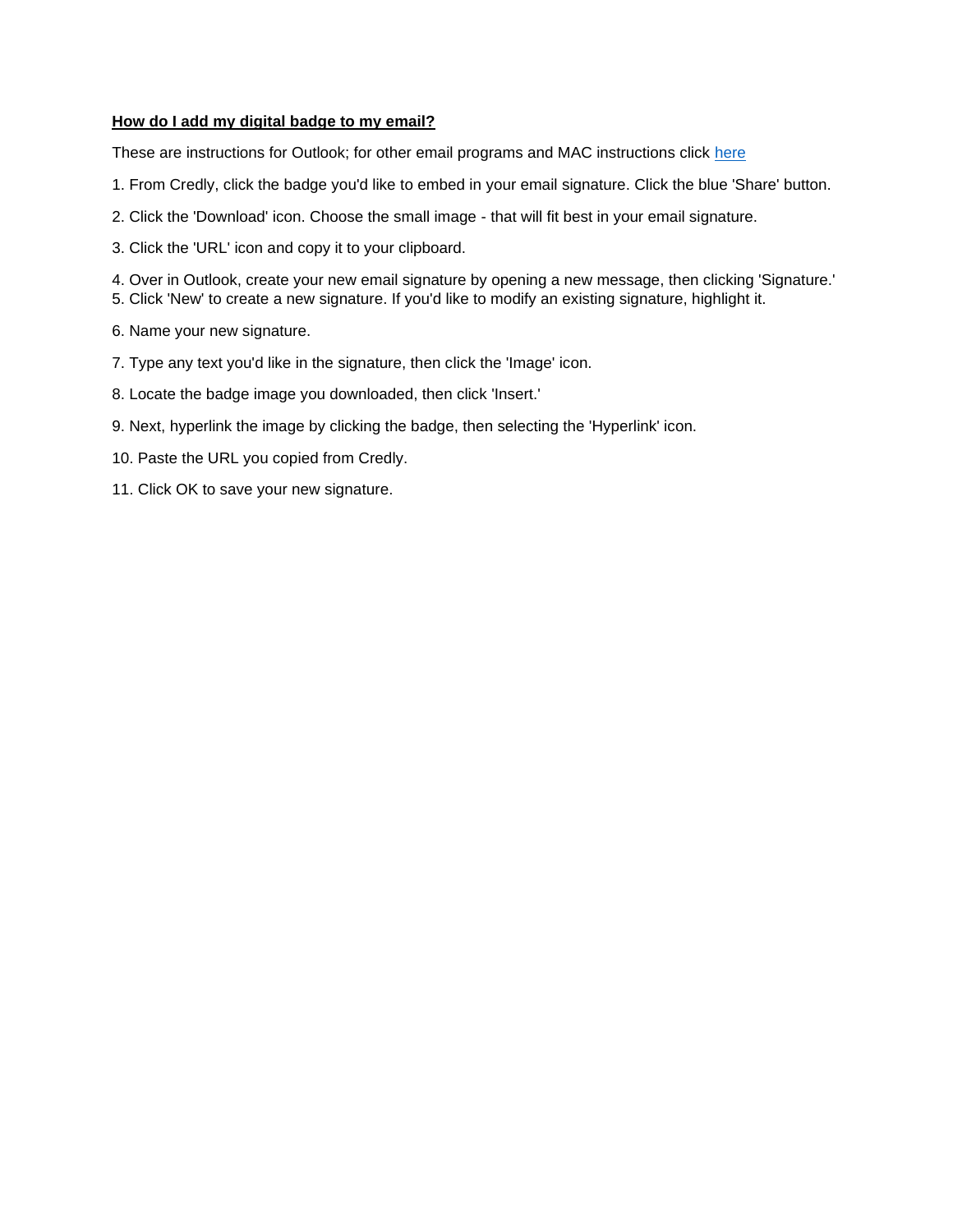**How do I add my digital badge to my email?**

These are instructions for Outlook; for other email programs and MAC instructions click here

1. From Credly, click the badge you'd like to embed in your email signature. Click the blue 'Share' button.

2. Click the 'Download' icon. Choose the small image - that will fit best in your email signature.

3. Click the 'URL' icon and copy it to your clipboard.

4. Over in Outlook, create your new email signature by opening a new message, then clicking 'Signature.'
5. Click 'New' to create a new signature. If you'd like to modify an existing signature, highlight it.

6. Name your new signature.

7. Type any text you'd like in the signature, then click the 'Image' icon.

8. Locate the badge image you downloaded, then click 'Insert.'

9. Next, hyperlink the image by clicking the badge, then selecting the 'Hyperlink' icon.

10. Paste the URL you copied from Credly.

11. Click OK to save your new signature.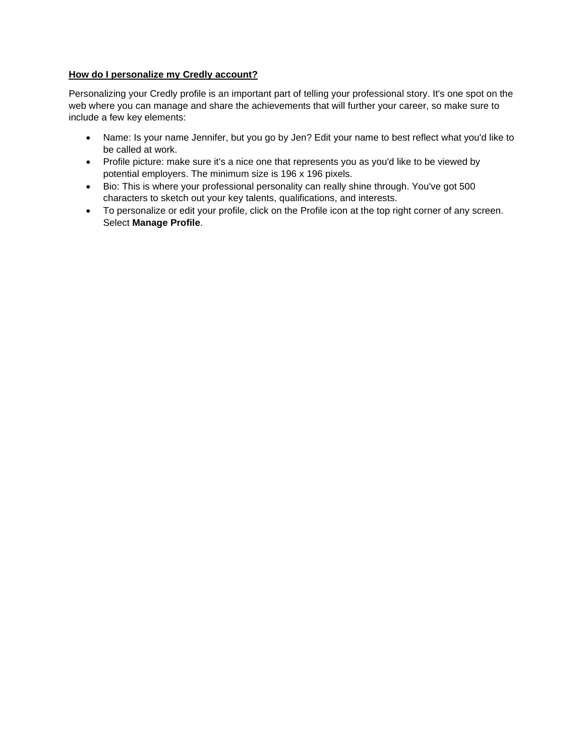**How do I personalize my Credly account?**

Personalizing your Credly profile is an important part of telling your professional story. It's one spot on the web where you can manage and share the achievements that will further your career, so make sure to include a few key elements:

- Name: Is your name Jennifer, but you go by Jen? Edit your name to best reflect what you'd like to be called at work.
- Profile picture: make sure it's a nice one that represents you as you'd like to be viewed by potential employers. The minimum size is 196 x 196 pixels.
- Bio: This is where your professional personality can really shine through. You've got 500 characters to sketch out your key talents, qualifications, and interests.
- To personalize or edit your profile, click on the Profile icon at the top right corner of any screen. Select **Manage Profile**.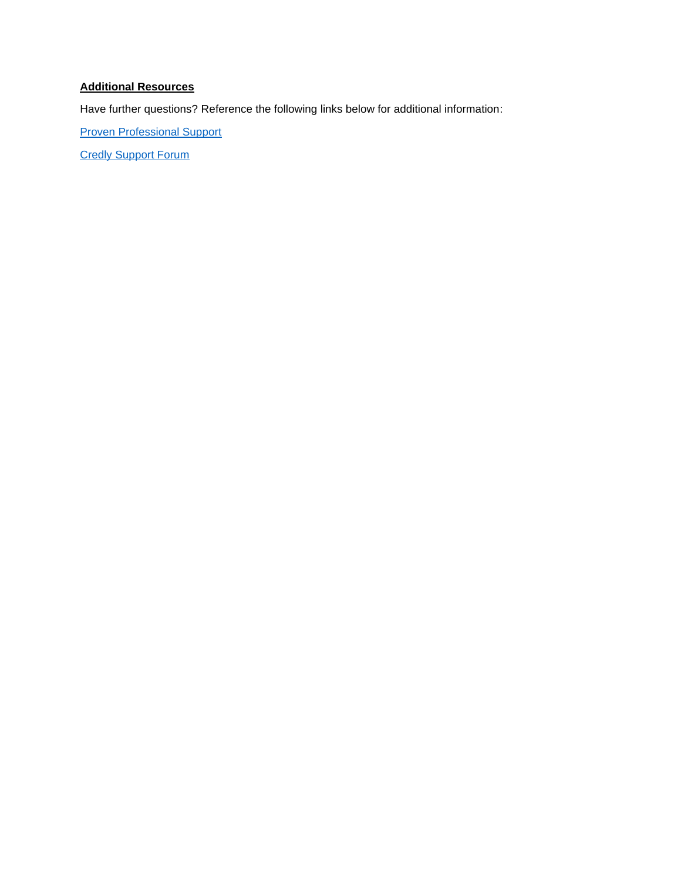**Additional Resources**

Have further questions? Reference the following links below for additional information:

Proven Professional Support

Credly Support Forum